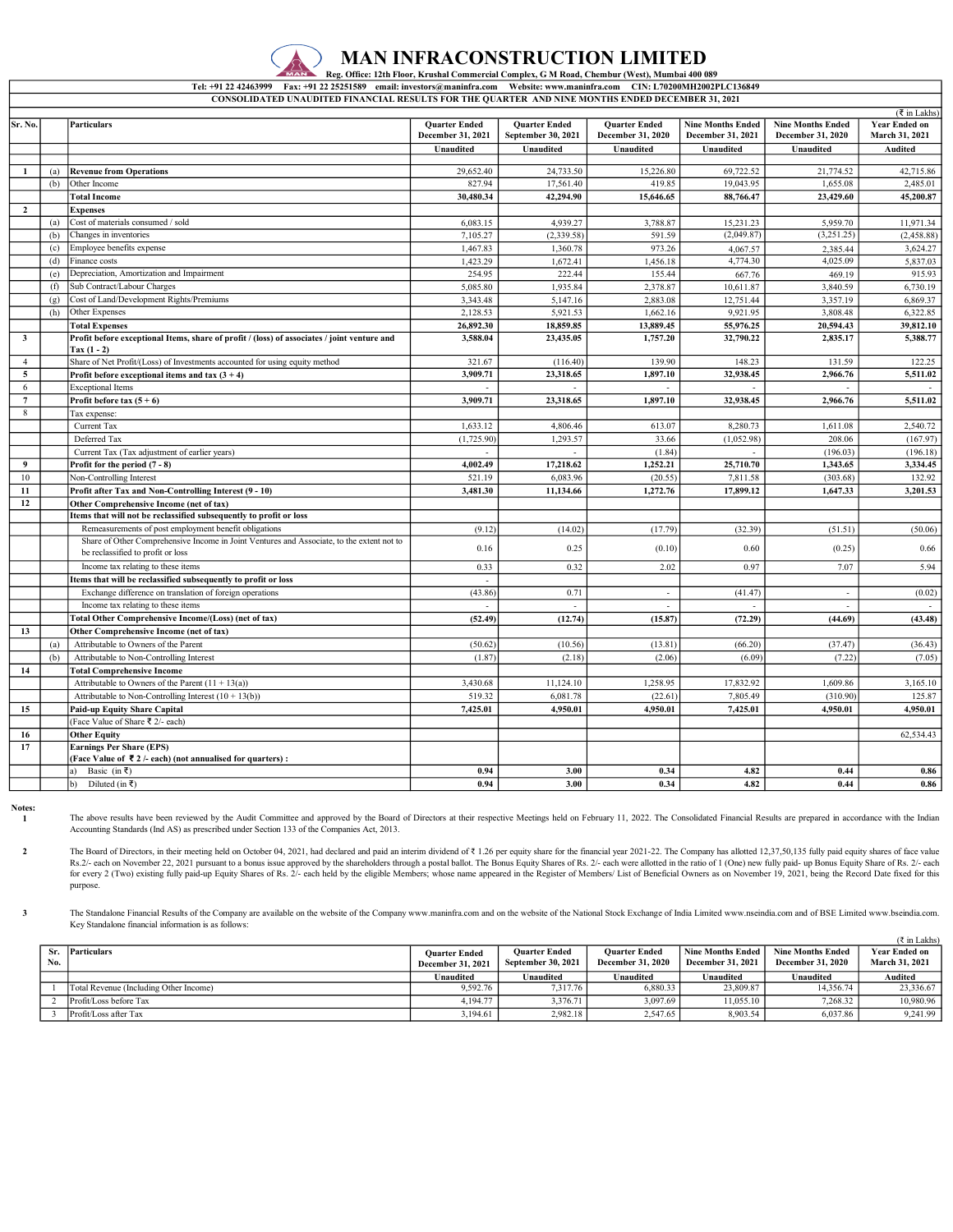# MAN INFRACONSTRUCTION LIMITED

Reg. Office: 12th Floor, Krushal Commercial Complex, G M Road, Chembur (West), Mumbai 400 089

Tel: +91 22 42463999 Fax: +91 22 25251589 email: investors@maninfra.com Website: www.maninfra.com CIN: L70200MH2002PLC136849

**CONSOLIDATED UNAUDITED FINANCIAL RESULTS FOR THE QUARTER AND NINE MONTHS ENDED DECEMBER 31, 2021**

(₹ in Lakhs)

| Sr. No. | | Particulars | Quarter Ended December 31, 2021 | Quarter Ended September 30, 2021 | Quarter Ended December 31, 2020 | Nine Months Ended December 31, 2021 | Nine Months Ended December 31, 2020 | Year Ended on March 31, 2021 |
|---|---|---|---|---|---|---|---|---|
| | | | Unaudited | Unaudited | Unaudited | Unaudited | Unaudited | Audited |
| 1 | (a) | **Revenue from Operations** | 29,652.40 | 24,733.50 | 15,226.80 | 69,722.52 | 21,774.52 | 42,715.86 |
| | (b) | Other Income | 827.94 | 17,561.40 | 419.85 | 19,043.95 | 1,655.08 | 2,485.01 |
| | | **Total Income** | **30,480.34** | **42,294.90** | **15,646.65** | **88,766.47** | **23,429.60** | **45,200.87** |
| 2 | | **Expenses** | | | | | | |
| | (a) | Cost of materials consumed / sold | 6,083.15 | 4,939.27 | 3,788.87 | 15,231.23 | 5,959.70 | 11,971.34 |
| | (b) | Changes in inventories | 7,105.27 | (2,339.58) | 591.59 | (2,049.87) | (3,251.25) | (2,458.88) |
| | (c) | Employee benefits expense | 1,467.83 | 1,360.78 | 973.26 | 4,067.57 | 2,385.44 | 3,624.27 |
| | (d) | Finance costs | 1,423.29 | 1,672.41 | 1,456.18 | 4,774.30 | 4,025.09 | 5,837.03 |
| | (e) | Depreciation, Amortization and Impairment | 254.95 | 222.44 | 155.44 | 667.76 | 469.19 | 915.93 |
| | (f) | Sub Contract/Labour Charges | 5,085.80 | 1,935.84 | 2,378.87 | 10,611.87 | 3,840.59 | 6,730.19 |
| | (g) | Cost of Land/Development Rights/Premiums | 3,343.48 | 5,147.16 | 2,883.08 | 12,751.44 | 3,357.19 | 6,869.37 |
| | (h) | Other Expenses | 2,128.53 | 5,921.53 | 1,662.16 | 9,921.95 | 3,808.48 | 6,322.85 |
| | | **Total Expenses** | **26,892.30** | **18,859.85** | **13,889.45** | **55,976.25** | **20,594.43** | **39,812.10** |
| 3 | | **Profit before exceptional Items, share of profit / (loss) of associates / joint venture and Tax (1 - 2)** | **3,588.04** | **23,435.05** | **1,757.20** | **32,790.22** | **2,835.17** | **5,388.77** |
| 4 | | Share of Net Profit/(Loss) of Investments accounted for using equity method | 321.67 | (116.40) | 139.90 | 148.23 | 131.59 | 122.25 |
| 5 | | **Profit before exceptional items and tax (3 + 4)** | **3,909.71** | **23,318.65** | **1,897.10** | **32,938.45** | **2,966.76** | **5,511.02** |
| 6 | | Exceptional Items | - | - | - | - | - | - |
| 7 | | **Profit before tax (5 + 6)** | **3,909.71** | **23,318.65** | **1,897.10** | **32,938.45** | **2,966.76** | **5,511.02** |
| 8 | | Tax expense: | | | | | | |
| | | Current Tax | 1,633.12 | 4,806.46 | 613.07 | 8,280.73 | 1,611.08 | 2,540.72 |
| | | Deferred Tax | (1,725.90) | 1,293.57 | 33.66 | (1,052.98) | 208.06 | (167.97) |
| | | Current Tax (Tax adjustment of earlier years) | - | - | (1.84) | - | (196.03) | (196.18) |
| 9 | | **Profit for the period (7 - 8)** | **4,002.49** | **17,218.62** | **1,252.21** | **25,710.70** | **1,343.65** | **3,334.45** |
| 10 | | Non-Controlling Interest | 521.19 | 6,083.96 | (20.55) | 7,811.58 | (303.68) | 132.92 |
| 11 | | **Profit after Tax and Non-Controlling Interest (9 - 10)** | **3,481.30** | **11,134.66** | **1,272.76** | **17,899.12** | **1,647.33** | **3,201.53** |
| 12 | | **Other Comprehensive Income (net of tax)** | | | | | | |
| | | **Items that will not be reclassified subsequently to profit or loss** | | | | | | |
| | | Remeasurements of post employment benefit obligations | (9.12) | (14.02) | (17.79) | (32.39) | (51.51) | (50.06) |
| | | Share of Other Comprehensive Income in Joint Ventures and Associate, to the extent not to be reclassified to profit or loss | 0.16 | 0.25 | (0.10) | 0.60 | (0.25) | 0.66 |
| | | Income tax relating to these items | 0.33 | 0.32 | 2.02 | 0.97 | 7.07 | 5.94 |
| | | **Items that will be reclassified subsequently to profit or loss** | - | | | | | |
| | | Exchange difference on translation of foreign operations | (43.86) | 0.71 | - | (41.47) | - | (0.02) |
| | | Income tax relating to these items | - | - | - | - | - | - |
| | | **Total Other Comprehensive Income/(Loss) (net of tax)** | **(52.49)** | **(12.74)** | **(15.87)** | **(72.29)** | **(44.69)** | **(43.48)** |
| 13 | | **Other Comprehensive Income (net of tax)** | | | | | | |
| | (a) | Attributable to Owners of the Parent | (50.62) | (10.56) | (13.81) | (66.20) | (37.47) | (36.43) |
| | (b) | Attributable to Non-Controlling Interest | (1.87) | (2.18) | (2.06) | (6.09) | (7.22) | (7.05) |
| 14 | | **Total Comprehensive Income** | | | | | | |
| | | Attributable to Owners of the Parent (11 + 13(a)) | 3,430.68 | 11,124.10 | 1,258.95 | 17,832.92 | 1,609.86 | 3,165.10 |
| | | Attributable to Non-Controlling Interest (10 + 13(b)) | 519.32 | 6,081.78 | (22.61) | 7,805.49 | (310.90) | 125.87 |
| 15 | | **Paid-up Equity Share Capital** | **7,425.01** | **4,950.01** | **4,950.01** | **7,425.01** | **4,950.01** | **4,950.01** |
| | | (Face Value of Share ₹ 2/- each) | | | | | | |
| 16 | | **Other Equity** | | | | | | 62,534.43 |
| 17 | | **Earnings Per Share (EPS) (Face Value of ₹ 2 /- each) (not annualised for quarters) :** | | | | | | |
| | | a) Basic (in ₹) | **0.94** | **3.00** | **0.34** | **4.82** | **0.44** | **0.86** |
| | | b) Diluted (in ₹) | **0.94** | **3.00** | **0.34** | **4.82** | **0.44** | **0.86** |

**Notes:**

1. The above results have been reviewed by the Audit Committee and approved by the Board of Directors at their respective Meetings held on February 11, 2022. The Consolidated Financial Results are prepared in accordance with the Indian Accounting Standards (Ind AS) as prescribed under Section 133 of the Companies Act, 2013.

2. The Board of Directors, in their meeting held on October 04, 2021, had declared and paid an interim dividend of ₹ 1.26 per equity share for the financial year 2021-22. The Company has allotted 12,37,50,135 fully paid equity shares of face value Rs.2/- each on November 22, 2021 pursuant to a bonus issue approved by the shareholders through a postal ballot. The Bonus Equity Shares of Rs. 2/- each were allotted in the ratio of 1 (One) new fully paid- up Bonus Equity Share of Rs. 2/- each for every 2 (Two) existing fully paid-up Equity Shares of Rs. 2/- each held by the eligible Members; whose name appeared in the Register of Members/ List of Beneficial Owners as on November 19, 2021, being the Record Date fixed for this purpose.

3. The Standalone Financial Results of the Company are available on the website of the Company www.maninfra.com and on the website of the National Stock Exchange of India Limited www.nseindia.com and of BSE Limited www.bseindia.com. Key Standalone financial information is as follows:

(₹ in Lakhs)

| Sr. No. | Particulars | Quarter Ended December 31, 2021 | Quarter Ended September 30, 2021 | Quarter Ended December 31, 2020 | Nine Months Ended December 31, 2021 | Nine Months Ended December 31, 2020 | Year Ended on March 31, 2021 |
|---|---|---|---|---|---|---|---|
| | | Unaudited | Unaudited | Unaudited | Unaudited | Unaudited | Audited |
| 1 | Total Revenue (Including Other Income) | 9,592.76 | 7,317.76 | 6,880.33 | 23,809.87 | 14,356.74 | 23,336.67 |
| 2 | Profit/Loss before Tax | 4,194.77 | 3,376.71 | 3,097.69 | 11,055.10 | 7,268.32 | 10,980.96 |
| 3 | Profit/Loss after Tax | 3,194.61 | 2,982.18 | 2,547.65 | 8,903.54 | 6,037.86 | 9,241.99 |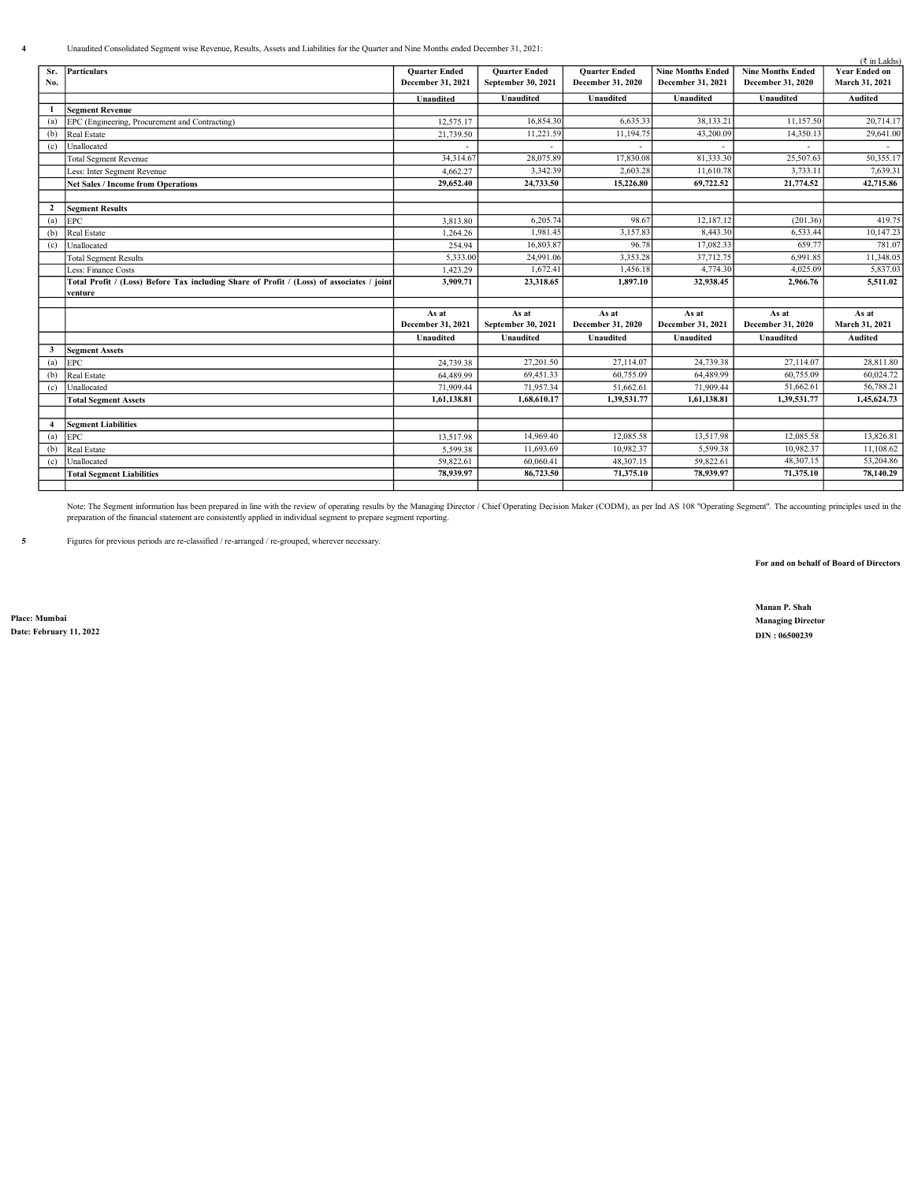4 Unaudited Consolidated Segment wise Revenue, Results, Assets and Liabilities for the Quarter and Nine Months ended December 31, 2021:

(₹ in Lakhs)

| Sr. No. | Particulars | Quarter Ended December 31, 2021 | Quarter Ended September 30, 2021 | Quarter Ended December 31, 2020 | Nine Months Ended December 31, 2021 | Nine Months Ended December 31, 2020 | Year Ended on March 31, 2021 |
|---|---|---|---|---|---|---|---|
| | | Unaudited | Unaudited | Unaudited | Unaudited | Unaudited | Audited |
| 1 | **Segment Revenue** | | | | | | |
| (a) | EPC (Engineering, Procurement and Contracting) | 12,575.17 | 16,854.30 | 6,635.33 | 38,133.21 | 11,157.50 | 20,714.17 |
| (b) | Real Estate | 21,739.50 | 11,221.59 | 11,194.75 | 43,200.09 | 14,350.13 | 29,641.00 |
| (c) | Unallocated | - | - | - | - | - | - |
| | Total Segment Revenue | 34,314.67 | 28,075.89 | 17,830.08 | 81,333.30 | 25,507.63 | 50,355.17 |
| | Less: Inter Segment Revenue | 4,662.27 | 3,342.39 | 2,603.28 | 11,610.78 | 3,733.11 | 7,639.31 |
| | **Net Sales / Income from Operations** | **29,652.40** | **24,733.50** | **15,226.80** | **69,722.52** | **21,774.52** | **42,715.86** |
| | | | | | | | |
| 2 | **Segment Results** | | | | | | |
| (a) | EPC | 3,813.80 | 6,205.74 | 98.67 | 12,187.12 | (201.36) | 419.75 |
| (b) | Real Estate | 1,264.26 | 1,981.45 | 3,157.83 | 8,443.30 | 6,533.44 | 10,147.23 |
| (c) | Unallocated | 254.94 | 16,803.87 | 96.78 | 17,082.33 | 659.77 | 781.07 |
| | Total Segment Results | 5,333.00 | 24,991.06 | 3,353.28 | 37,712.75 | 6,991.85 | 11,348.05 |
| | Less: Finance Costs | 1,423.29 | 1,672.41 | 1,456.18 | 4,774.30 | 4,025.09 | 5,837.03 |
| | **Total Profit / (Loss) Before Tax including Share of Profit / (Loss) of associates / joint venture** | **3,909.71** | **23,318.65** | **1,897.10** | **32,938.45** | **2,966.76** | **5,511.02** |
| | | | | | | | |
| | | As at December 31, 2021 | As at September 30, 2021 | As at December 31, 2020 | As at December 31, 2021 | As at December 31, 2020 | As at March 31, 2021 |
| | | Unaudited | Unaudited | Unaudited | Unaudited | Unaudited | Audited |
| 3 | **Segment Assets** | | | | | | |
| (a) | EPC | 24,739.38 | 27,201.50 | 27,114.07 | 24,739.38 | 27,114.07 | 28,811.80 |
| (b) | Real Estate | 64,489.99 | 69,451.33 | 60,755.09 | 64,489.99 | 60,755.09 | 60,024.72 |
| (c) | Unallocated | 71,909.44 | 71,957.34 | 51,662.61 | 71,909.44 | 51,662.61 | 56,788.21 |
| | **Total Segment Assets** | **1,61,138.81** | **1,68,610.17** | **1,39,531.77** | **1,61,138.81** | **1,39,531.77** | **1,45,624.73** |
| | | | | | | | |
| 4 | **Segment Liabilities** | | | | | | |
| (a) | EPC | 13,517.98 | 14,969.40 | 12,085.58 | 13,517.98 | 12,085.58 | 13,826.81 |
| (b) | Real Estate | 5,599.38 | 11,693.69 | 10,982.37 | 5,599.38 | 10,982.37 | 11,108.62 |
| (c) | Unallocated | 59,822.61 | 60,060.41 | 48,307.15 | 59,822.61 | 48,307.15 | 53,204.86 |
| | **Total Segment Liabilities** | **78,939.97** | **86,723.50** | **71,375.10** | **78,939.97** | **71,375.10** | **78,140.29** |

Note: The Segment information has been prepared in line with the review of operating results by the Managing Director / Chief Operating Decision Maker (CODM), as per Ind AS 108 "Operating Segment". The accounting principles used in the preparation of the financial statement are consistently applied in individual segment to prepare segment reporting.

5 Figures for previous periods are re-classified / re-arranged / re-grouped, wherever necessary.

**For and on behalf of Board of Directors**

**Manan P. Shah**
**Managing Director**
**DIN : 06500239**

**Place: Mumbai**
**Date: February 11, 2022**